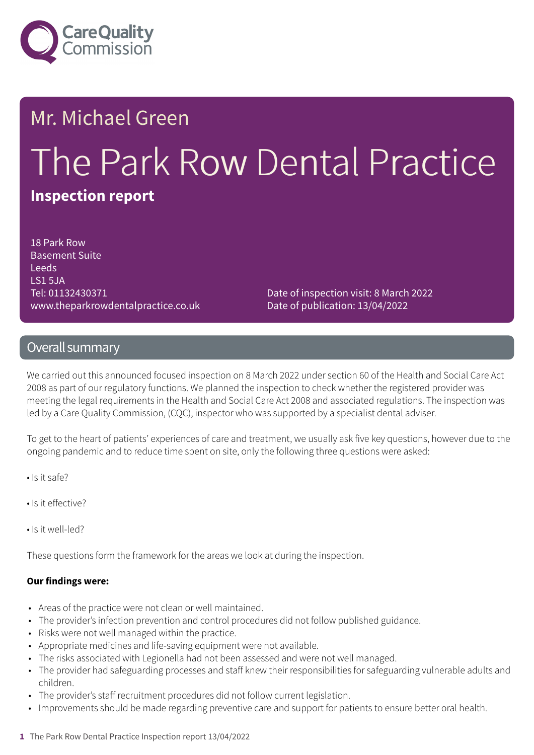Mr. Michael Green

# The Park Row Dental Practice

**Inspection report**

18 Park Row
Basement Suite
Leeds
LS1 5JA
Tel: 01132430371
www.theparkrowdentalpractice.co.uk

Date of inspection visit: 8 March 2022
Date of publication: 13/04/2022

## Overall summary

We carried out this announced focused inspection on 8 March 2022 under section 60 of the Health and Social Care Act 2008 as part of our regulatory functions. We planned the inspection to check whether the registered provider was meeting the legal requirements in the Health and Social Care Act 2008 and associated regulations. The inspection was led by a Care Quality Commission, (CQC), inspector who was supported by a specialist dental adviser.

To get to the heart of patients' experiences of care and treatment, we usually ask five key questions, however due to the ongoing pandemic and to reduce time spent on site, only the following three questions were asked:

• Is it safe?

• Is it effective?

• Is it well-led?

These questions form the framework for the areas we look at during the inspection.

**Our findings were:**

- Areas of the practice were not clean or well maintained.
- The provider's infection prevention and control procedures did not follow published guidance.
- Risks were not well managed within the practice.
- Appropriate medicines and life-saving equipment were not available.
- The risks associated with Legionella had not been assessed and were not well managed.
- The provider had safeguarding processes and staff knew their responsibilities for safeguarding vulnerable adults and children.
- The provider's staff recruitment procedures did not follow current legislation.
- Improvements should be made regarding preventive care and support for patients to ensure better oral health.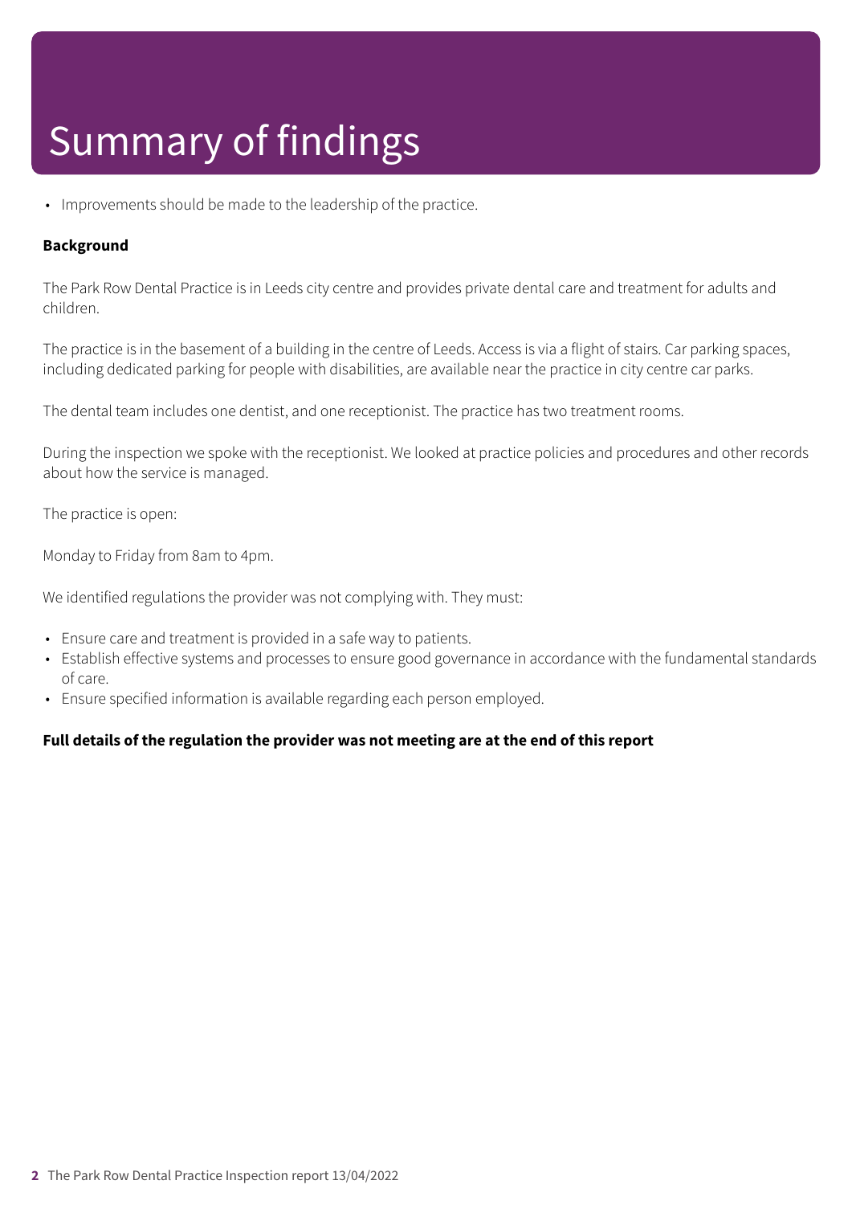# Summary of findings

- Improvements should be made to the leadership of the practice.

**Background**

The Park Row Dental Practice is in Leeds city centre and provides private dental care and treatment for adults and children.

The practice is in the basement of a building in the centre of Leeds. Access is via a flight of stairs. Car parking spaces, including dedicated parking for people with disabilities, are available near the practice in city centre car parks.

The dental team includes one dentist, and one receptionist. The practice has two treatment rooms.

During the inspection we spoke with the receptionist. We looked at practice policies and procedures and other records about how the service is managed.

The practice is open:

Monday to Friday from 8am to 4pm.

We identified regulations the provider was not complying with. They must:

- Ensure care and treatment is provided in a safe way to patients.
- Establish effective systems and processes to ensure good governance in accordance with the fundamental standards of care.
- Ensure specified information is available regarding each person employed.

**Full details of the regulation the provider was not meeting are at the end of this report**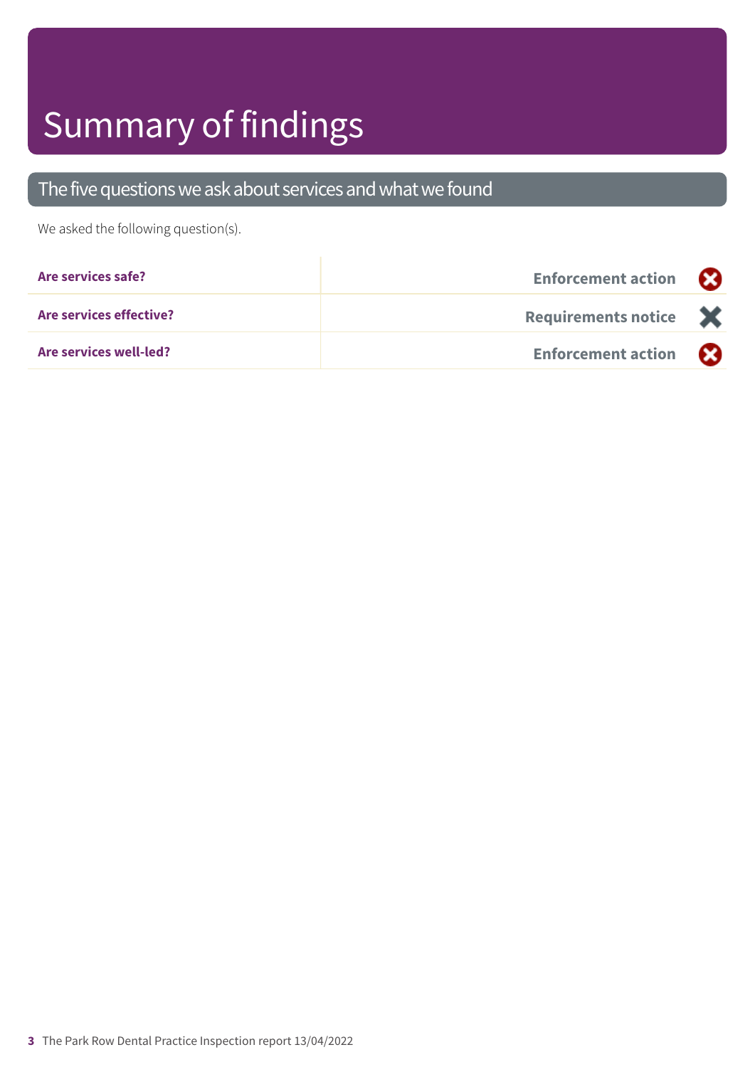# Summary of findings

## The five questions we ask about services and what we found

We asked the following question(s).

| | |
|---|---|
| **Are services safe?** | **Enforcement action** |
| **Are services effective?** | **Requirements notice** |
| **Are services well-led?** | **Enforcement action** |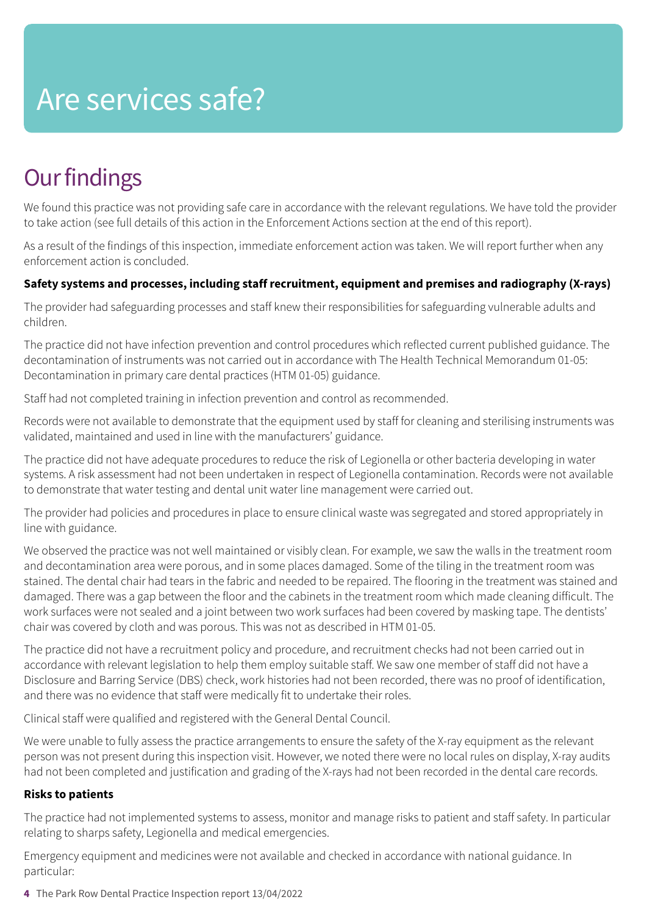# Are services safe?

## Our findings

We found this practice was not providing safe care in accordance with the relevant regulations. We have told the provider to take action (see full details of this action in the Enforcement Actions section at the end of this report).

As a result of the findings of this inspection, immediate enforcement action was taken. We will report further when any enforcement action is concluded.

**Safety systems and processes, including staff recruitment, equipment and premises and radiography (X-rays)**

The provider had safeguarding processes and staff knew their responsibilities for safeguarding vulnerable adults and children.

The practice did not have infection prevention and control procedures which reflected current published guidance. The decontamination of instruments was not carried out in accordance with The Health Technical Memorandum 01-05: Decontamination in primary care dental practices (HTM 01-05) guidance.

Staff had not completed training in infection prevention and control as recommended.

Records were not available to demonstrate that the equipment used by staff for cleaning and sterilising instruments was validated, maintained and used in line with the manufacturers' guidance.

The practice did not have adequate procedures to reduce the risk of Legionella or other bacteria developing in water systems. A risk assessment had not been undertaken in respect of Legionella contamination. Records were not available to demonstrate that water testing and dental unit water line management were carried out.

The provider had policies and procedures in place to ensure clinical waste was segregated and stored appropriately in line with guidance.

We observed the practice was not well maintained or visibly clean. For example, we saw the walls in the treatment room and decontamination area were porous, and in some places damaged. Some of the tiling in the treatment room was stained. The dental chair had tears in the fabric and needed to be repaired. The flooring in the treatment was stained and damaged. There was a gap between the floor and the cabinets in the treatment room which made cleaning difficult. The work surfaces were not sealed and a joint between two work surfaces had been covered by masking tape. The dentists' chair was covered by cloth and was porous. This was not as described in HTM 01-05.

The practice did not have a recruitment policy and procedure, and recruitment checks had not been carried out in accordance with relevant legislation to help them employ suitable staff. We saw one member of staff did not have a Disclosure and Barring Service (DBS) check, work histories had not been recorded, there was no proof of identification, and there was no evidence that staff were medically fit to undertake their roles.

Clinical staff were qualified and registered with the General Dental Council.

We were unable to fully assess the practice arrangements to ensure the safety of the X-ray equipment as the relevant person was not present during this inspection visit. However, we noted there were no local rules on display, X-ray audits had not been completed and justification and grading of the X-rays had not been recorded in the dental care records.

**Risks to patients**

The practice had not implemented systems to assess, monitor and manage risks to patient and staff safety. In particular relating to sharps safety, Legionella and medical emergencies.

Emergency equipment and medicines were not available and checked in accordance with national guidance. In particular: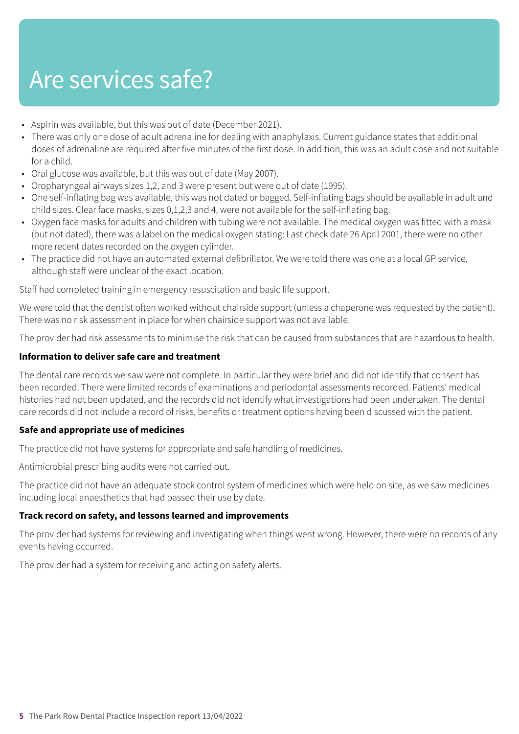# Are services safe?

- Aspirin was available, but this was out of date (December 2021).
- There was only one dose of adult adrenaline for dealing with anaphylaxis. Current guidance states that additional doses of adrenaline are required after five minutes of the first dose. In addition, this was an adult dose and not suitable for a child.
- Oral glucose was available, but this was out of date (May 2007).
- Oropharyngeal airways sizes 1,2, and 3 were present but were out of date (1995).
- One self-inflating bag was available, this was not dated or bagged. Self-inflating bags should be available in adult and child sizes. Clear face masks, sizes 0,1,2,3 and 4, were not available for the self-inflating bag.
- Oxygen face masks for adults and children with tubing were not available. The medical oxygen was fitted with a mask (but not dated), there was a label on the medical oxygen stating: Last check date 26 April 2001, there were no other more recent dates recorded on the oxygen cylinder.
- The practice did not have an automated external defibrillator. We were told there was one at a local GP service, although staff were unclear of the exact location.

Staff had completed training in emergency resuscitation and basic life support.

We were told that the dentist often worked without chairside support (unless a chaperone was requested by the patient). There was no risk assessment in place for when chairside support was not available.

The provider had risk assessments to minimise the risk that can be caused from substances that are hazardous to health.

**Information to deliver safe care and treatment**

The dental care records we saw were not complete. In particular they were brief and did not identify that consent has been recorded. There were limited records of examinations and periodontal assessments recorded. Patients' medical histories had not been updated, and the records did not identify what investigations had been undertaken. The dental care records did not include a record of risks, benefits or treatment options having been discussed with the patient.

**Safe and appropriate use of medicines**

The practice did not have systems for appropriate and safe handling of medicines.

Antimicrobial prescribing audits were not carried out.

The practice did not have an adequate stock control system of medicines which were held on site, as we saw medicines including local anaesthetics that had passed their use by date.

**Track record on safety, and lessons learned and improvements**

The provider had systems for reviewing and investigating when things went wrong. However, there were no records of any events having occurred.

The provider had a system for receiving and acting on safety alerts.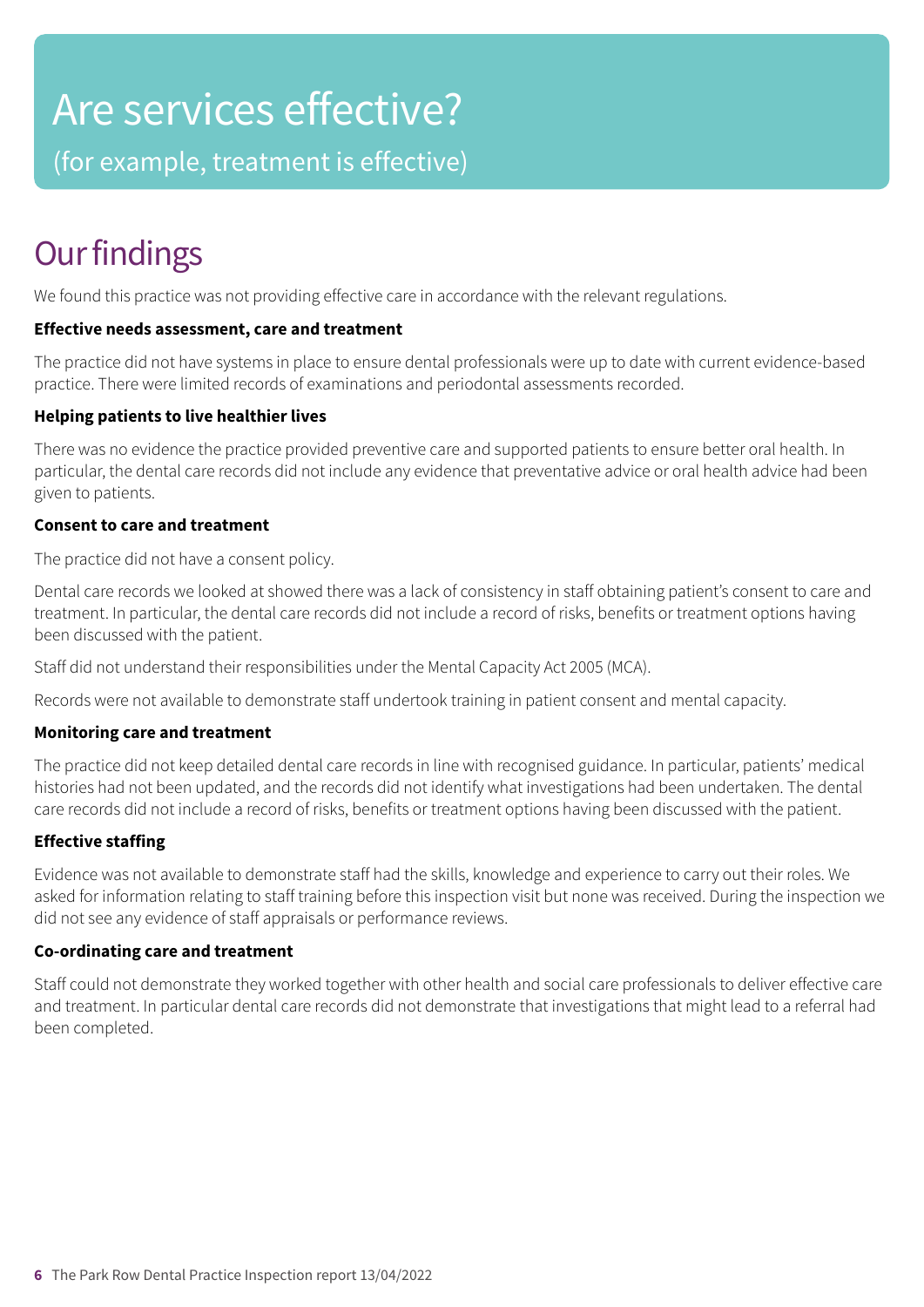# Are services effective?

(for example, treatment is effective)

## Our findings

We found this practice was not providing effective care in accordance with the relevant regulations.

**Effective needs assessment, care and treatment**

The practice did not have systems in place to ensure dental professionals were up to date with current evidence-based practice. There were limited records of examinations and periodontal assessments recorded.

**Helping patients to live healthier lives**

There was no evidence the practice provided preventive care and supported patients to ensure better oral health. In particular, the dental care records did not include any evidence that preventative advice or oral health advice had been given to patients.

**Consent to care and treatment**

The practice did not have a consent policy.

Dental care records we looked at showed there was a lack of consistency in staff obtaining patient's consent to care and treatment. In particular, the dental care records did not include a record of risks, benefits or treatment options having been discussed with the patient.

Staff did not understand their responsibilities under the Mental Capacity Act 2005 (MCA).

Records were not available to demonstrate staff undertook training in patient consent and mental capacity.

**Monitoring care and treatment**

The practice did not keep detailed dental care records in line with recognised guidance. In particular, patients' medical histories had not been updated, and the records did not identify what investigations had been undertaken. The dental care records did not include a record of risks, benefits or treatment options having been discussed with the patient.

**Effective staffing**

Evidence was not available to demonstrate staff had the skills, knowledge and experience to carry out their roles. We asked for information relating to staff training before this inspection visit but none was received. During the inspection we did not see any evidence of staff appraisals or performance reviews.

**Co-ordinating care and treatment**

Staff could not demonstrate they worked together with other health and social care professionals to deliver effective care and treatment. In particular dental care records did not demonstrate that investigations that might lead to a referral had been completed.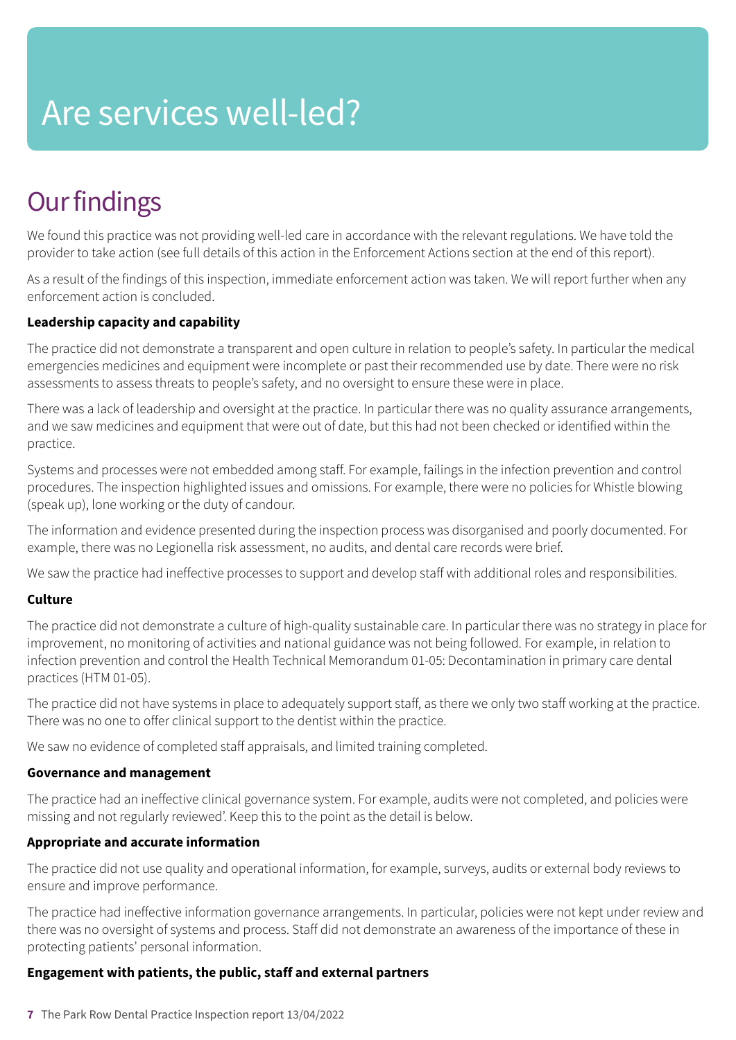# Are services well-led?

## Our findings

We found this practice was not providing well-led care in accordance with the relevant regulations. We have told the provider to take action (see full details of this action in the Enforcement Actions section at the end of this report).

As a result of the findings of this inspection, immediate enforcement action was taken. We will report further when any enforcement action is concluded.

**Leadership capacity and capability**

The practice did not demonstrate a transparent and open culture in relation to people's safety. In particular the medical emergencies medicines and equipment were incomplete or past their recommended use by date. There were no risk assessments to assess threats to people's safety, and no oversight to ensure these were in place.

There was a lack of leadership and oversight at the practice. In particular there was no quality assurance arrangements, and we saw medicines and equipment that were out of date, but this had not been checked or identified within the practice.

Systems and processes were not embedded among staff. For example, failings in the infection prevention and control procedures. The inspection highlighted issues and omissions. For example, there were no policies for Whistle blowing (speak up), lone working or the duty of candour.

The information and evidence presented during the inspection process was disorganised and poorly documented. For example, there was no Legionella risk assessment, no audits, and dental care records were brief.

We saw the practice had ineffective processes to support and develop staff with additional roles and responsibilities.

**Culture**

The practice did not demonstrate a culture of high-quality sustainable care. In particular there was no strategy in place for improvement, no monitoring of activities and national guidance was not being followed. For example, in relation to infection prevention and control the Health Technical Memorandum 01-05: Decontamination in primary care dental practices (HTM 01-05).

The practice did not have systems in place to adequately support staff, as there we only two staff working at the practice. There was no one to offer clinical support to the dentist within the practice.

We saw no evidence of completed staff appraisals, and limited training completed.

**Governance and management**

The practice had an ineffective clinical governance system. For example, audits were not completed, and policies were missing and not regularly reviewed'. Keep this to the point as the detail is below.

**Appropriate and accurate information**

The practice did not use quality and operational information, for example, surveys, audits or external body reviews to ensure and improve performance.

The practice had ineffective information governance arrangements. In particular, policies were not kept under review and there was no oversight of systems and process. Staff did not demonstrate an awareness of the importance of these in protecting patients' personal information.

**Engagement with patients, the public, staff and external partners**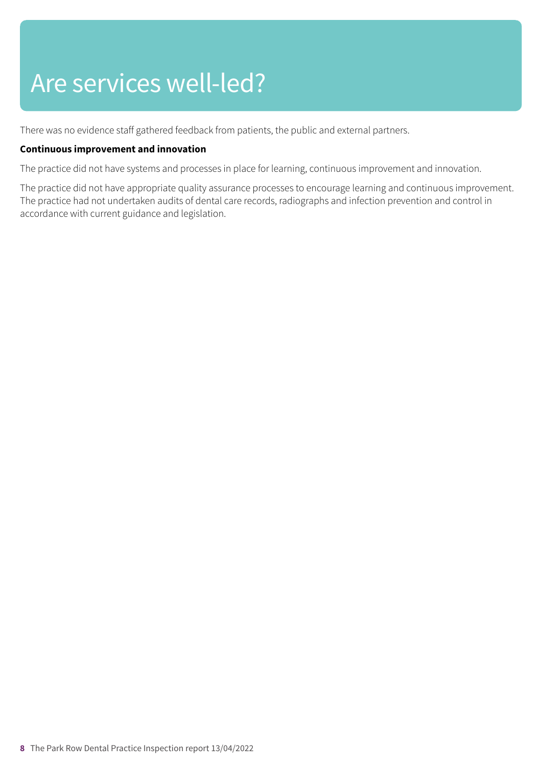# Are services well-led?

There was no evidence staff gathered feedback from patients, the public and external partners.

**Continuous improvement and innovation**

The practice did not have systems and processes in place for learning, continuous improvement and innovation.

The practice did not have appropriate quality assurance processes to encourage learning and continuous improvement. The practice had not undertaken audits of dental care records, radiographs and infection prevention and control in accordance with current guidance and legislation.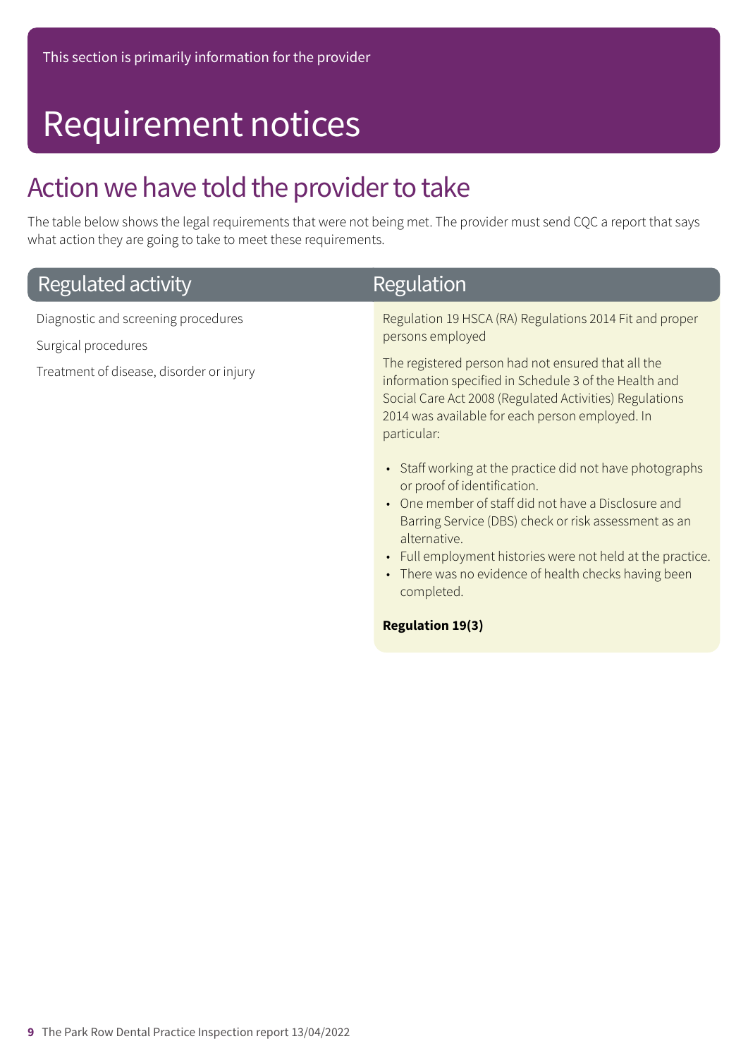This section is primarily information for the provider

# Requirement notices

## Action we have told the provider to take

The table below shows the legal requirements that were not being met. The provider must send CQC a report that says what action they are going to take to meet these requirements.

| Regulated activity | Regulation |
|---|---|
| Diagnostic and screening procedures<br>Surgical procedures<br>Treatment of disease, disorder or injury | Regulation 19 HSCA (RA) Regulations 2014 Fit and proper persons employed<br><br>The registered person had not ensured that all the information specified in Schedule 3 of the Health and Social Care Act 2008 (Regulated Activities) Regulations 2014 was available for each person employed. In particular:<br><br>• Staff working at the practice did not have photographs or proof of identification.<br>• One member of staff did not have a Disclosure and Barring Service (DBS) check or risk assessment as an alternative.<br>• Full employment histories were not held at the practice.<br>• There was no evidence of health checks having been completed.<br><br>**Regulation 19(3)** |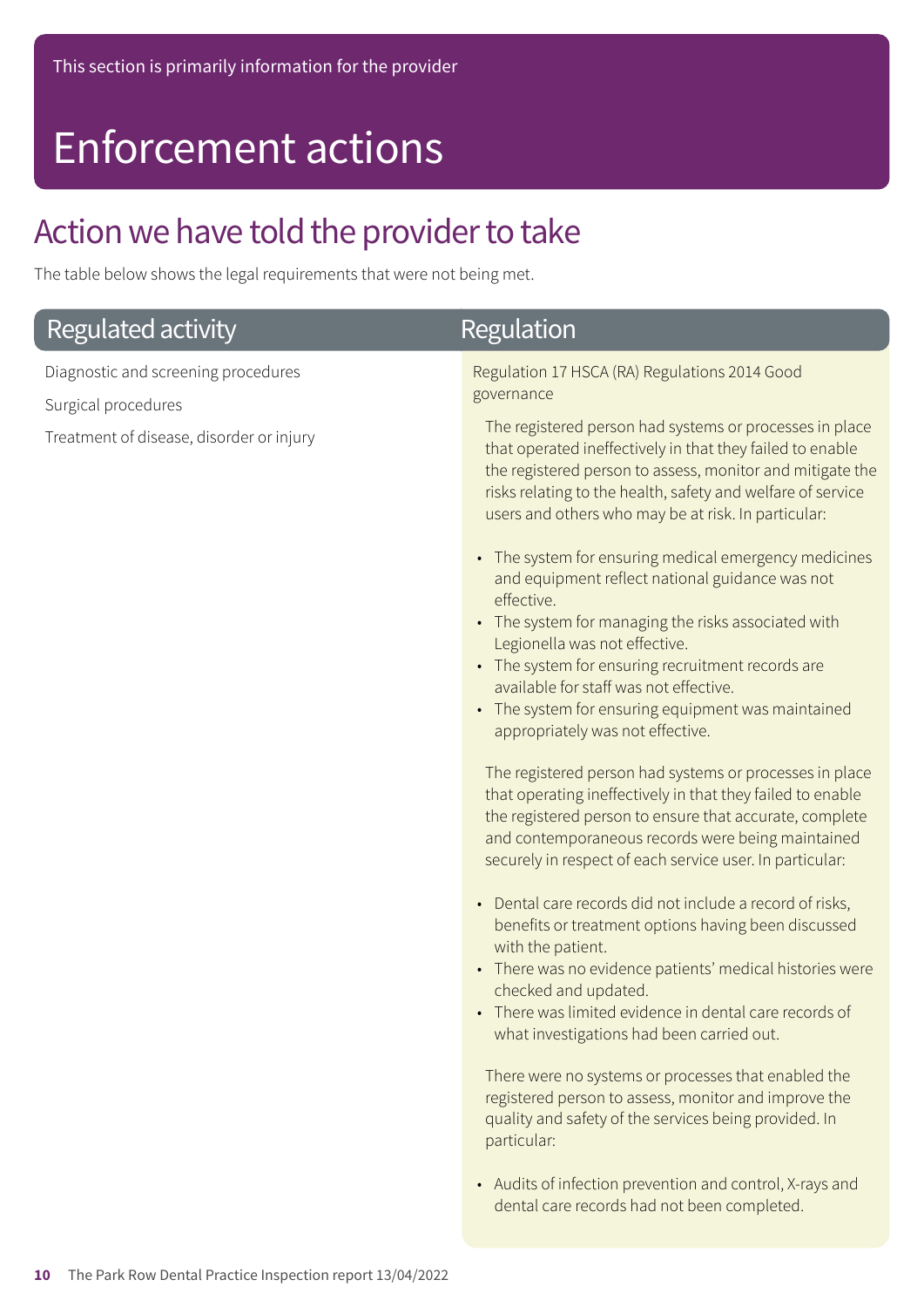This section is primarily information for the provider

# Enforcement actions

## Action we have told the provider to take

The table below shows the legal requirements that were not being met.

| Regulated activity | Regulation |
| --- | --- |
| Diagnostic and screening procedures<br>Surgical procedures<br>Treatment of disease, disorder or injury | Regulation 17 HSCA (RA) Regulations 2014 Good governance<br><br>The registered person had systems or processes in place that operated ineffectively in that they failed to enable the registered person to assess, monitor and mitigate the risks relating to the health, safety and welfare of service users and others who may be at risk. In particular:<br><br>• The system for ensuring medical emergency medicines and equipment reflect national guidance was not effective.<br>• The system for managing the risks associated with Legionella was not effective.<br>• The system for ensuring recruitment records are available for staff was not effective.<br>• The system for ensuring equipment was maintained appropriately was not effective.<br><br>The registered person had systems or processes in place that operating ineffectively in that they failed to enable the registered person to ensure that accurate, complete and contemporaneous records were being maintained securely in respect of each service user. In particular:<br><br>• Dental care records did not include a record of risks, benefits or treatment options having been discussed with the patient.<br>• There was no evidence patients' medical histories were checked and updated.<br>• There was limited evidence in dental care records of what investigations had been carried out.<br><br>There were no systems or processes that enabled the registered person to assess, monitor and improve the quality and safety of the services being provided. In particular:<br><br>• Audits of infection prevention and control, X-rays and dental care records had not been completed. |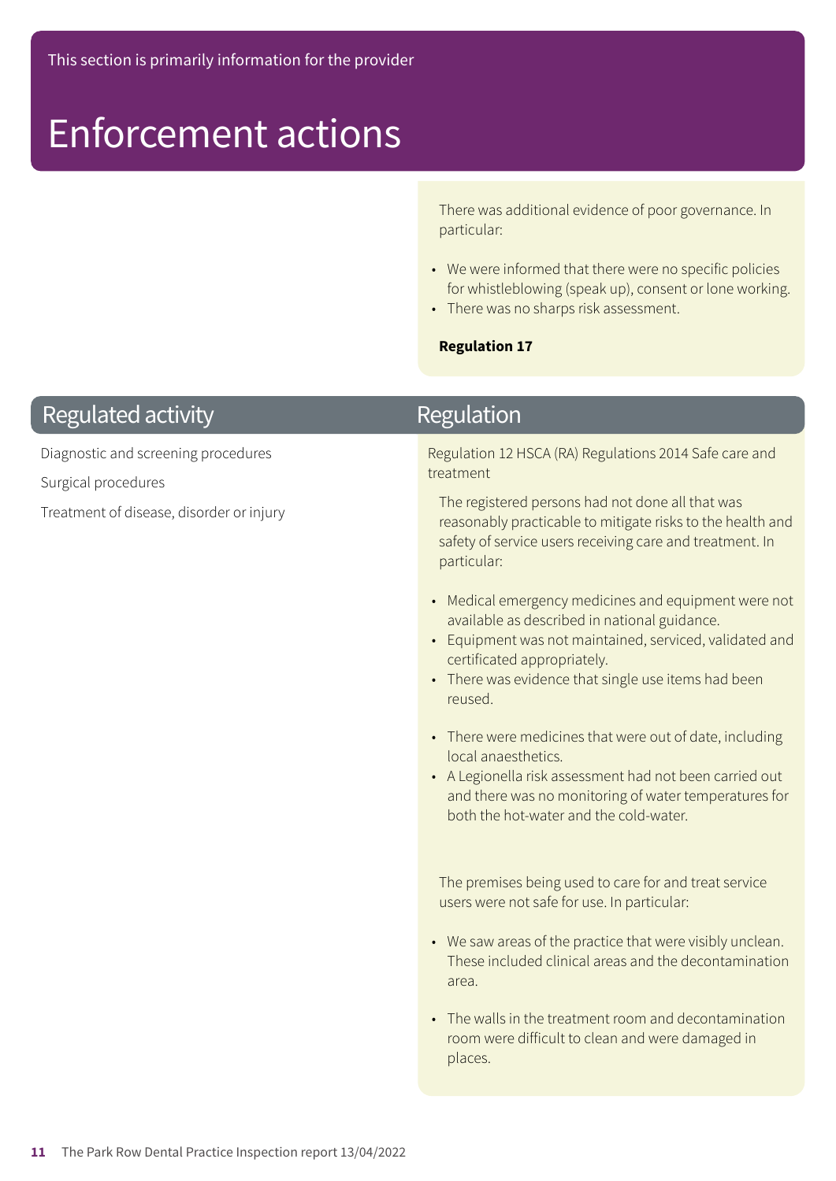This section is primarily information for the provider

# Enforcement actions

There was additional evidence of poor governance. In particular:

- We were informed that there were no specific policies for whistleblowing (speak up), consent or lone working.
- There was no sharps risk assessment.

**Regulation 17**

| Regulated activity | Regulation |
| --- | --- |
| Diagnostic and screening procedures<br>Surgical procedures<br>Treatment of disease, disorder or injury | Regulation 12 HSCA (RA) Regulations 2014 Safe care and treatment<br><br>The registered persons had not done all that was reasonably practicable to mitigate risks to the health and safety of service users receiving care and treatment. In particular:<br><br>• Medical emergency medicines and equipment were not available as described in national guidance.<br>• Equipment was not maintained, serviced, validated and certificated appropriately.<br>• There was evidence that single use items had been reused.<br>• There were medicines that were out of date, including local anaesthetics.<br>• A Legionella risk assessment had not been carried out and there was no monitoring of water temperatures for both the hot-water and the cold-water.<br><br>The premises being used to care for and treat service users were not safe for use. In particular:<br><br>• We saw areas of the practice that were visibly unclean. These included clinical areas and the decontamination area.<br>• The walls in the treatment room and decontamination room were difficult to clean and were damaged in places. |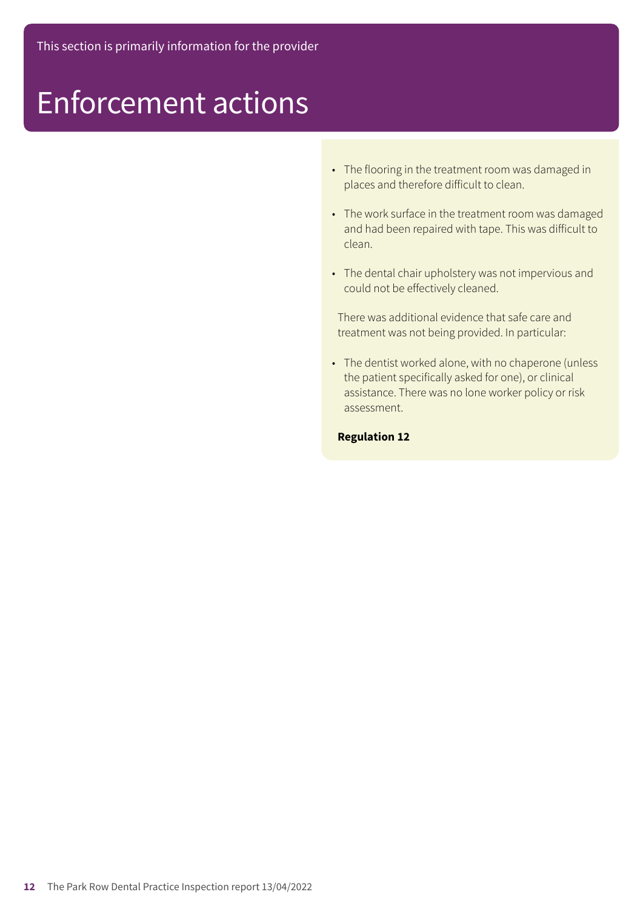This section is primarily information for the provider

# Enforcement actions

- The flooring in the treatment room was damaged in places and therefore difficult to clean.
- The work surface in the treatment room was damaged and had been repaired with tape. This was difficult to clean.
- The dental chair upholstery was not impervious and could not be effectively cleaned.

There was additional evidence that safe care and treatment was not being provided. In particular:

- The dentist worked alone, with no chaperone (unless the patient specifically asked for one), or clinical assistance. There was no lone worker policy or risk assessment.

**Regulation 12**